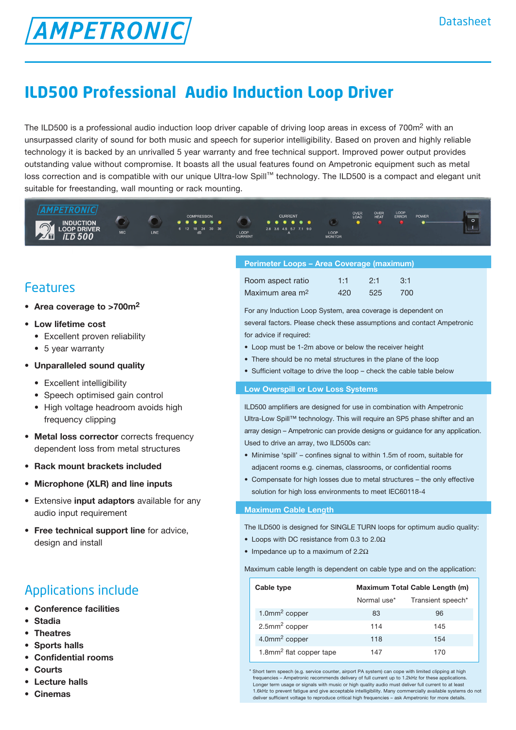# ILD500 Professional Audio Induction Loop Driver

The ILD500 is a professional audio induction loop driver capable of driving loop areas in excess of 700m$^2$ with an unsurpassed clarity of sound for both music and speech for superior intelligibility. Based on proven and highly reliable technology it is backed by an unrivalled 5 year warranty and free technical support. Improved power output provides outstanding value without compromise. It boasts all the usual features found on Ampetronic equipment such as metal loss correction and is compatible with our unique Ultra-low Spill™ technology. The ILD500 is a compact and elegant unit suitable for freestanding, wall mounting or rack mounting.

## Features

- **Area coverage to >700m$^2$**
- **Low lifetime cost**
  - Excellent proven reliability
  - 5 year warranty
- **Unparalleled sound quality**
  - Excellent intelligibility
  - Speech optimised gain control
  - High voltage headroom avoids high frequency clipping
- **Metal loss corrector** corrects frequency dependent loss from metal structures
- **Rack mount brackets included**
- **Microphone (XLR) and line inputs**
- Extensive **input adaptors** available for any audio input requirement
- **Free technical support line** for advice, design and install

## Applications include

- **Conference facilities**
- **Stadia**
- **Theatres**
- **Sports halls**
- **Confidential rooms**
- **Courts**
- **Lecture halls**
- **Cinemas**

### Perimeter Loops – Area Coverage (maximum)

| Room aspect ratio | 1:1 | 2:1 | 3:1 |
|---|---|---|---|
| Maximum area m$^2$ | 420 | 525 | 700 |

For any Induction Loop System, area coverage is dependent on several factors. Please check these assumptions and contact Ampetronic for advice if required:

- Loop must be 1-2m above or below the receiver height
- There should be no metal structures in the plane of the loop
- Sufficient voltage to drive the loop – check the cable table below

### Low Overspill or Low Loss Systems

ILD500 amplifiers are designed for use in combination with Ampetronic Ultra-Low Spill™ technology. This will require an SP5 phase shifter and an array design – Ampetronic can provide designs or guidance for any application. Used to drive an array, two ILD500s can:

- Minimise 'spill' – confines signal to within 1.5m of room, suitable for adjacent rooms e.g. cinemas, classrooms, or confidential rooms
- Compensate for high losses due to metal structures – the only effective solution for high loss environments to meet IEC60118-4

### Maximum Cable Length

The ILD500 is designed for SINGLE TURN loops for optimum audio quality:

- Loops with DC resistance from 0.3 to 2.0Ω
- Impedance up to a maximum of 2.2Ω

Maximum cable length is dependent on cable type and on the application:

| Cable type | Maximum Total Cable Length (m) | |
|---|---|---|
| | Normal use* | Transient speech* |
| 1.0mm$^2$ copper | 83 | 96 |
| 2.5mm$^2$ copper | 114 | 145 |
| 4.0mm$^2$ copper | 118 | 154 |
| 1.8mm$^2$ flat copper tape | 147 | 170 |

\* Short term speech (e.g. service counter, airport PA system) can cope with limited clipping at high frequencies – Ampetronic recommends delivery of full current up to 1.2kHz for these applications. Longer term usage or signals with music or high quality audio must deliver full current to at least 1.6kHz to prevent fatigue and give acceptable intelligibility. Many commercially available systems do not deliver sufficient voltage to reproduce critical high frequencies – ask Ampetronic for more details.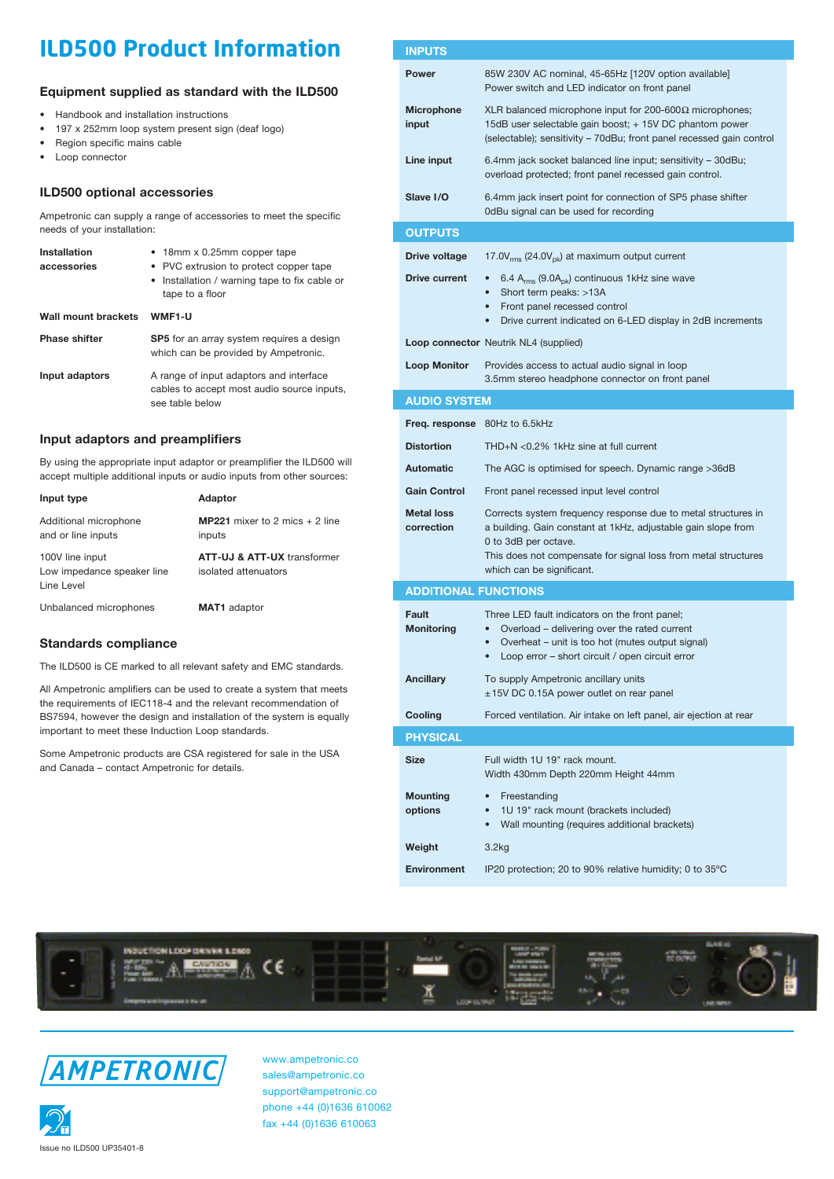# ILD500 Product Information

### Equipment supplied as standard with the ILD500

- Handbook and installation instructions
- 197 x 252mm loop system present sign (deaf logo)
- Region specific mains cable
- Loop connector

### ILD500 optional accessories

Ampetronic can supply a range of accessories to meet the specific needs of your installation:

| | |
|---|---|
| **Installation accessories** | • 18mm x 0.25mm copper tape<br>• PVC extrusion to protect copper tape<br>• Installation / warning tape to fix cable or tape to a floor |
| **Wall mount brackets** | **WMF1-U** |
| **Phase shifter** | **SP5** for an array system requires a design which can be provided by Ampetronic. |
| **Input adaptors** | A range of input adaptors and interface cables to accept most audio source inputs, see table below |

### Input adaptors and preamplifiers

By using the appropriate input adaptor or preamplifier the ILD500 will accept multiple additional inputs or audio inputs from other sources:

| Input type | Adaptor |
|---|---|
| Additional microphone and or line inputs | **MP221** mixer to 2 mics + 2 line inputs |
| 100V line input<br>Low impedance speaker line<br>Line Level | **ATT-UJ & ATT-UX** transformer isolated attenuators |
| Unbalanced microphones | **MAT1** adaptor |

### Standards compliance

The ILD500 is CE marked to all relevant safety and EMC standards.

All Ampetronic amplifiers can be used to create a system that meets the requirements of IEC118-4 and the relevant recommendation of BS7594, however the design and installation of the system is equally important to meet these Induction Loop standards.

Some Ampetronic products are CSA registered for sale in the USA and Canada – contact Ampetronic for details.

## INPUTS

| | |
|---|---|
| **Power** | 85W 230V AC nominal, 45-65Hz [120V option available]<br>Power switch and LED indicator on front panel |
| **Microphone input** | XLR balanced microphone input for 200-600Ω microphones; 15dB user selectable gain boost; + 15V DC phantom power (selectable); sensitivity – 70dBu; front panel recessed gain control |
| **Line input** | 6.4mm jack socket balanced line input; sensitivity – 30dBu; overload protected; front panel recessed gain control. |
| **Slave I/O** | 6.4mm jack insert point for connection of SP5 phase shifter<br>0dBu signal can be used for recording |

## OUTPUTS

| | |
|---|---|
| **Drive voltage** | $17.0V_{rms}$ ($24.0V_{pk}$) at maximum output current |
| **Drive current** | • $6.4\ A_{rms}$ ($9.0A_{pk}$) continuous 1kHz sine wave<br>• Short term peaks: >13A<br>• Front panel recessed control<br>• Drive current indicated on 6-LED display in 2dB increments |
| **Loop connector** | Neutrik NL4 (supplied) |
| **Loop Monitor** | Provides access to actual audio signal in loop<br>3.5mm stereo headphone connector on front panel |

## AUDIO SYSTEM

| | |
|---|---|
| **Freq. response** | 80Hz to 6.5kHz |
| **Distortion** | THD+N <0.2% 1kHz sine at full current |
| **Automatic** | The AGC is optimised for speech. Dynamic range >36dB |
| **Gain Control** | Front panel recessed input level control |
| **Metal loss correction** | Corrects system frequency response due to metal structures in a building. Gain constant at 1kHz, adjustable gain slope from 0 to 3dB per octave.<br>This does not compensate for signal loss from metal structures which can be significant. |

## ADDITIONAL FUNCTIONS

| | |
|---|---|
| **Fault Monitoring** | Three LED fault indicators on the front panel;<br>• Overload – delivering over the rated current<br>• Overheat – unit is too hot (mutes output signal)<br>• Loop error – short circuit / open circuit error |
| **Ancillary** | To supply Ampetronic ancillary units<br>±15V DC 0.15A power outlet on rear panel |
| **Cooling** | Forced ventilation. Air intake on left panel, air ejection at rear |

## PHYSICAL

| | |
|---|---|
| **Size** | Full width 1U 19" rack mount.<br>Width 430mm Depth 220mm Height 44mm |
| **Mounting options** | • Freestanding<br>• 1U 19" rack mount (brackets included)<br>• Wall mounting (requires additional brackets) |
| **Weight** | 3.2kg |
| **Environment** | IP20 protection; 20 to 90% relative humidity; 0 to 35°C |

AMPETRONIC

www.ampetronic.co
sales@ampetronic.co
support@ampetronic.co
phone +44 (0)1636 610062
fax +44 (0)1636 610063

Issue no ILD500 UP35401-8